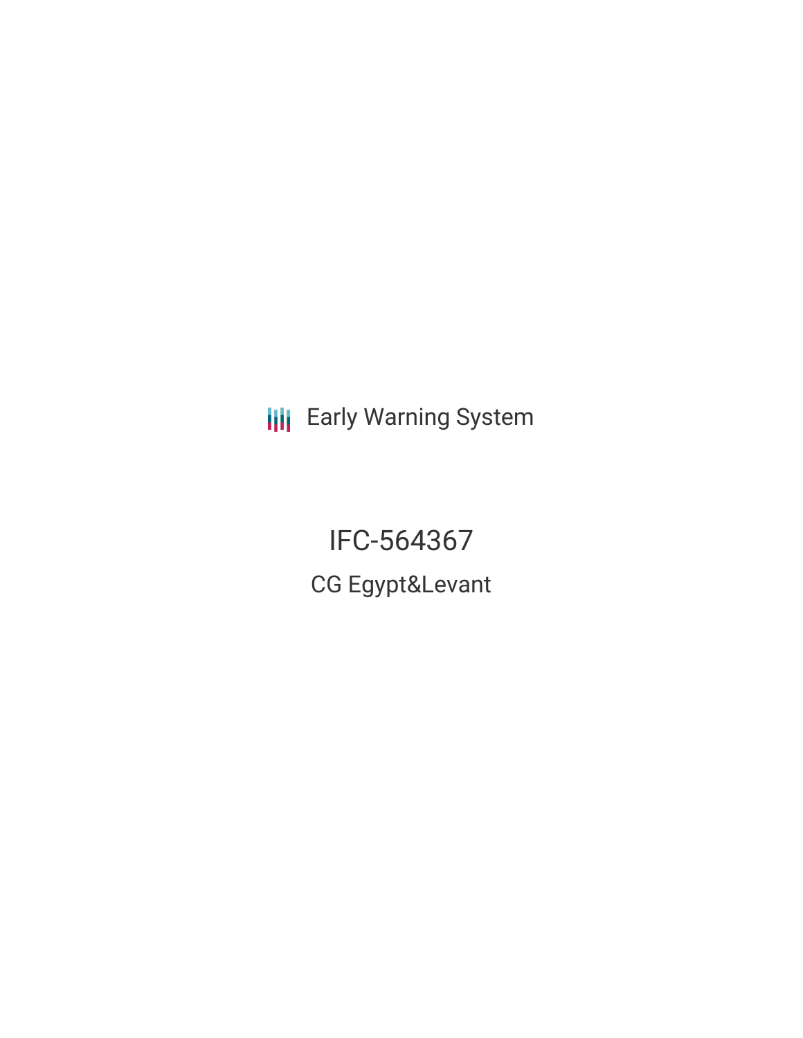Early Warning System

# IFC-564367

## CG Egypt&Levant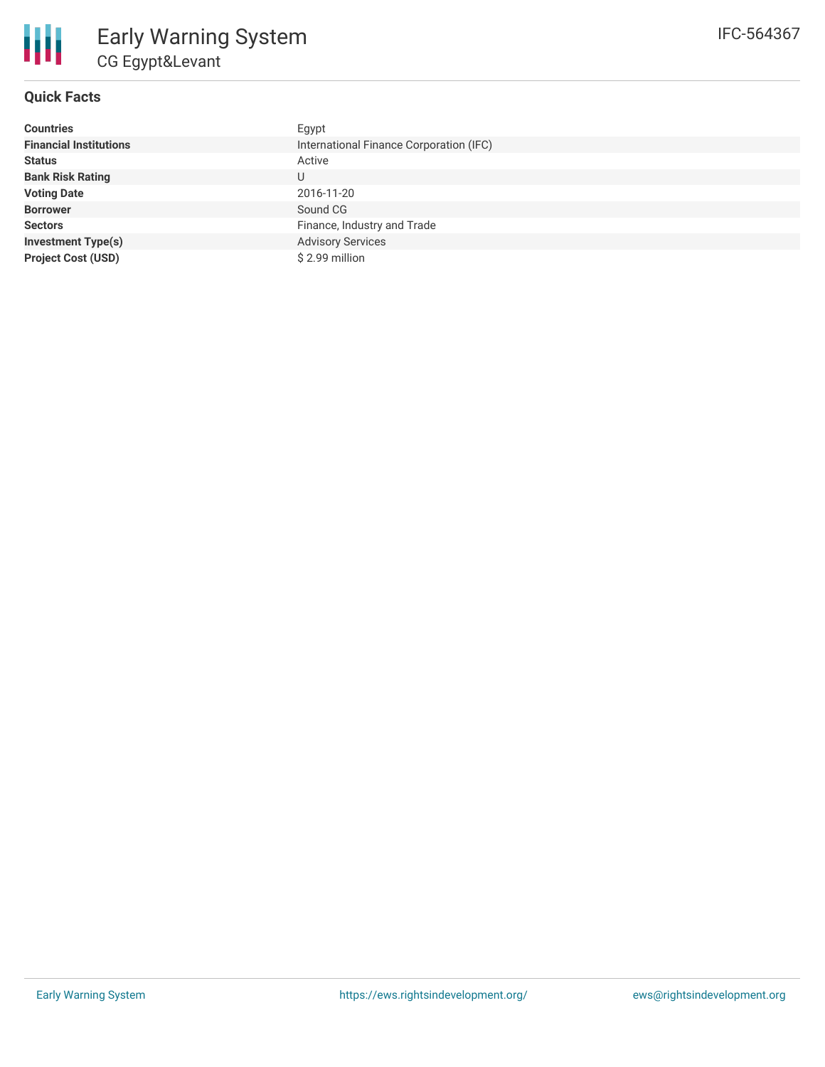# Early Warning System

## CG Egypt&Levant

IFC-564367

### Quick Facts

| | |
|---|---|
| **Countries** | Egypt |
| **Financial Institutions** | International Finance Corporation (IFC) |
| **Status** | Active |
| **Bank Risk Rating** | U |
| **Voting Date** | 2016-11-20 |
| **Borrower** | Sound CG |
| **Sectors** | Finance, Industry and Trade |
| **Investment Type(s)** | Advisory Services |
| **Project Cost (USD)** | $ 2.99 million |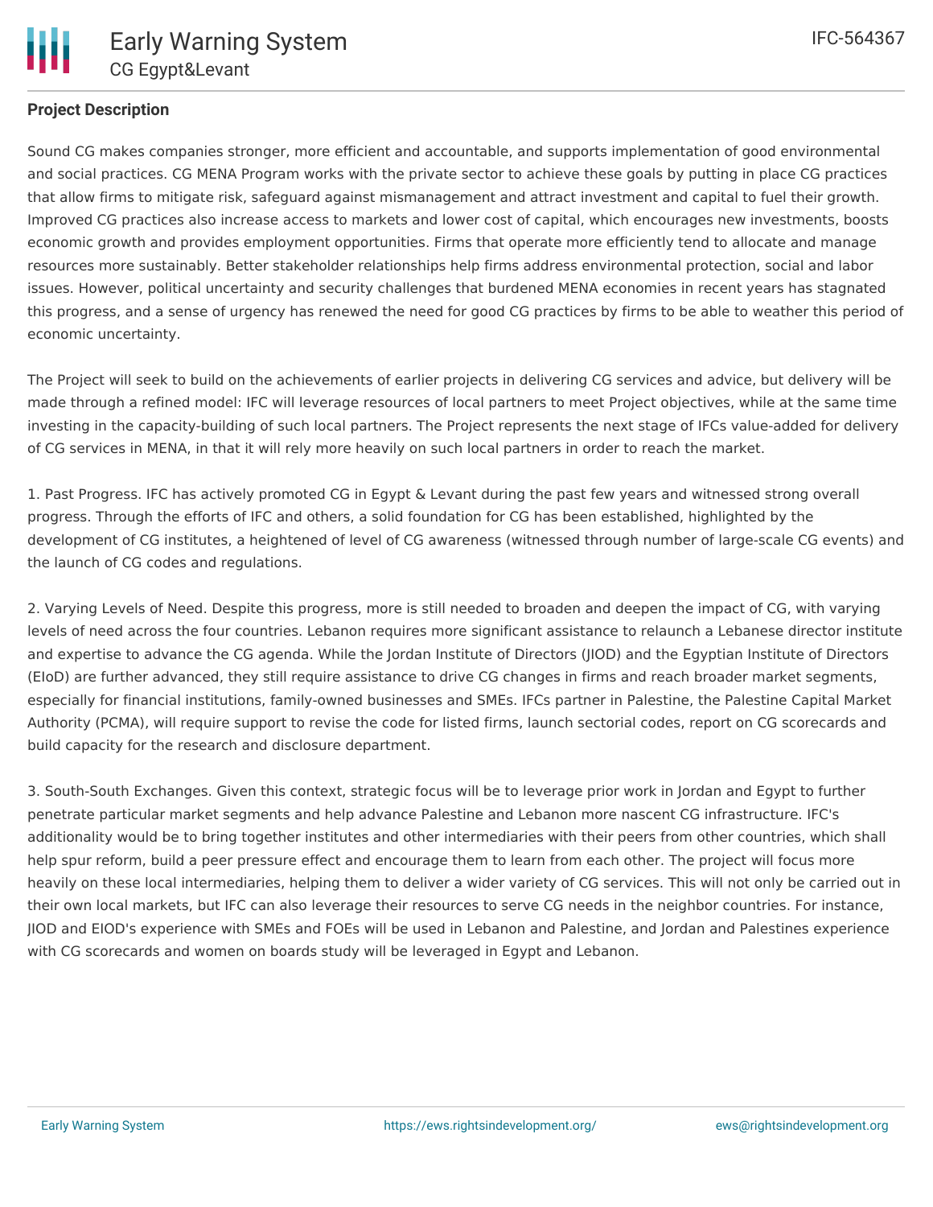**Project Description**

Sound CG makes companies stronger, more efficient and accountable, and supports implementation of good environmental and social practices. CG MENA Program works with the private sector to achieve these goals by putting in place CG practices that allow firms to mitigate risk, safeguard against mismanagement and attract investment and capital to fuel their growth. Improved CG practices also increase access to markets and lower cost of capital, which encourages new investments, boosts economic growth and provides employment opportunities. Firms that operate more efficiently tend to allocate and manage resources more sustainably. Better stakeholder relationships help firms address environmental protection, social and labor issues. However, political uncertainty and security challenges that burdened MENA economies in recent years has stagnated this progress, and a sense of urgency has renewed the need for good CG practices by firms to be able to weather this period of economic uncertainty.

The Project will seek to build on the achievements of earlier projects in delivering CG services and advice, but delivery will be made through a refined model: IFC will leverage resources of local partners to meet Project objectives, while at the same time investing in the capacity-building of such local partners. The Project represents the next stage of IFCs value-added for delivery of CG services in MENA, in that it will rely more heavily on such local partners in order to reach the market.

1. Past Progress. IFC has actively promoted CG in Egypt & Levant during the past few years and witnessed strong overall progress. Through the efforts of IFC and others, a solid foundation for CG has been established, highlighted by the development of CG institutes, a heightened of level of CG awareness (witnessed through number of large-scale CG events) and the launch of CG codes and regulations.

2. Varying Levels of Need. Despite this progress, more is still needed to broaden and deepen the impact of CG, with varying levels of need across the four countries. Lebanon requires more significant assistance to relaunch a Lebanese director institute and expertise to advance the CG agenda. While the Jordan Institute of Directors (JIOD) and the Egyptian Institute of Directors (EIoD) are further advanced, they still require assistance to drive CG changes in firms and reach broader market segments, especially for financial institutions, family-owned businesses and SMEs. IFCs partner in Palestine, the Palestine Capital Market Authority (PCMA), will require support to revise the code for listed firms, launch sectorial codes, report on CG scorecards and build capacity for the research and disclosure department.

3. South-South Exchanges. Given this context, strategic focus will be to leverage prior work in Jordan and Egypt to further penetrate particular market segments and help advance Palestine and Lebanon more nascent CG infrastructure. IFC's additionality would be to bring together institutes and other intermediaries with their peers from other countries, which shall help spur reform, build a peer pressure effect and encourage them to learn from each other. The project will focus more heavily on these local intermediaries, helping them to deliver a wider variety of CG services. This will not only be carried out in their own local markets, but IFC can also leverage their resources to serve CG needs in the neighbor countries. For instance, JIOD and EIOD's experience with SMEs and FOEs will be used in Lebanon and Palestine, and Jordan and Palestines experience with CG scorecards and women on boards study will be leveraged in Egypt and Lebanon.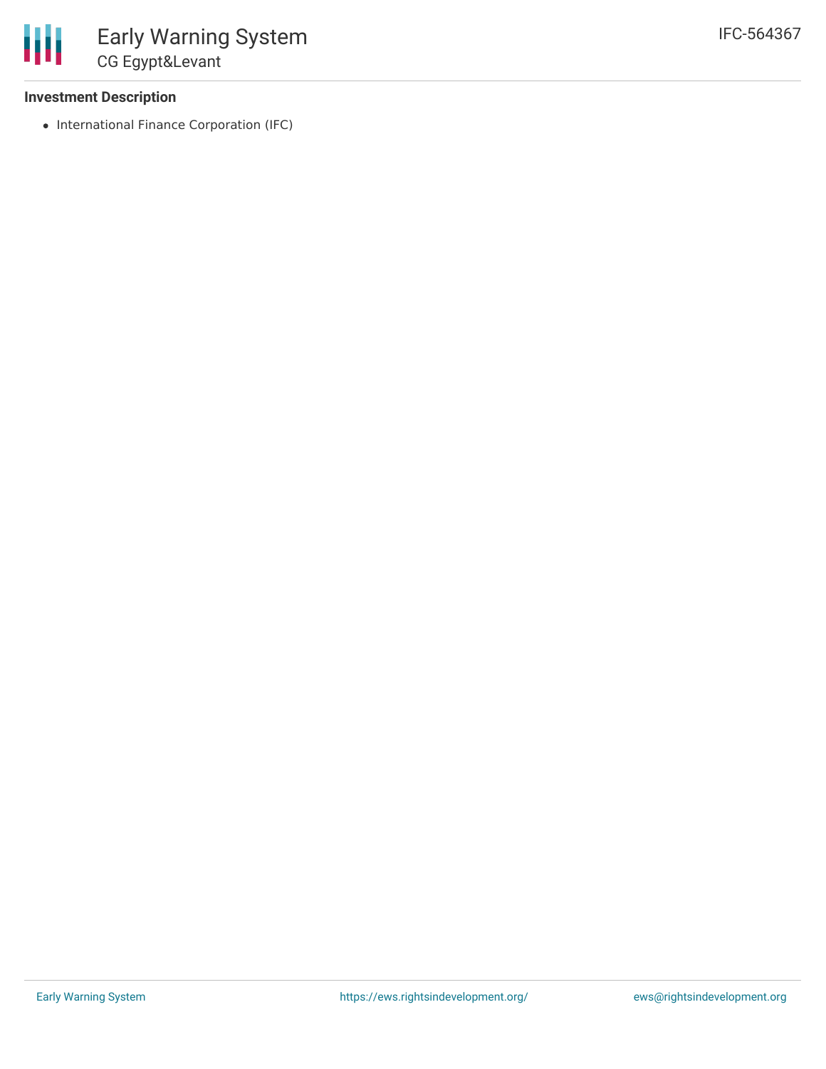### Investment Description

- International Finance Corporation (IFC)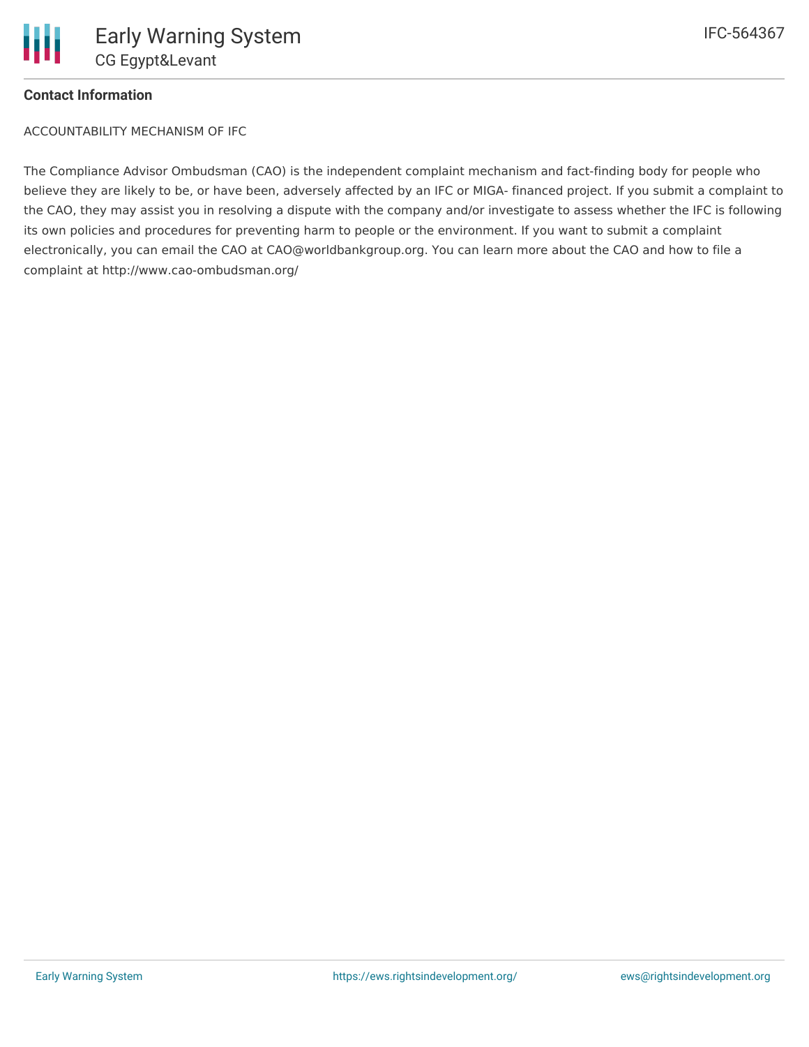**Contact Information**

ACCOUNTABILITY MECHANISM OF IFC

The Compliance Advisor Ombudsman (CAO) is the independent complaint mechanism and fact-finding body for people who believe they are likely to be, or have been, adversely affected by an IFC or MIGA- financed project. If you submit a complaint to the CAO, they may assist you in resolving a dispute with the company and/or investigate to assess whether the IFC is following its own policies and procedures for preventing harm to people or the environment. If you want to submit a complaint electronically, you can email the CAO at CAO@worldbankgroup.org. You can learn more about the CAO and how to file a complaint at http://www.cao-ombudsman.org/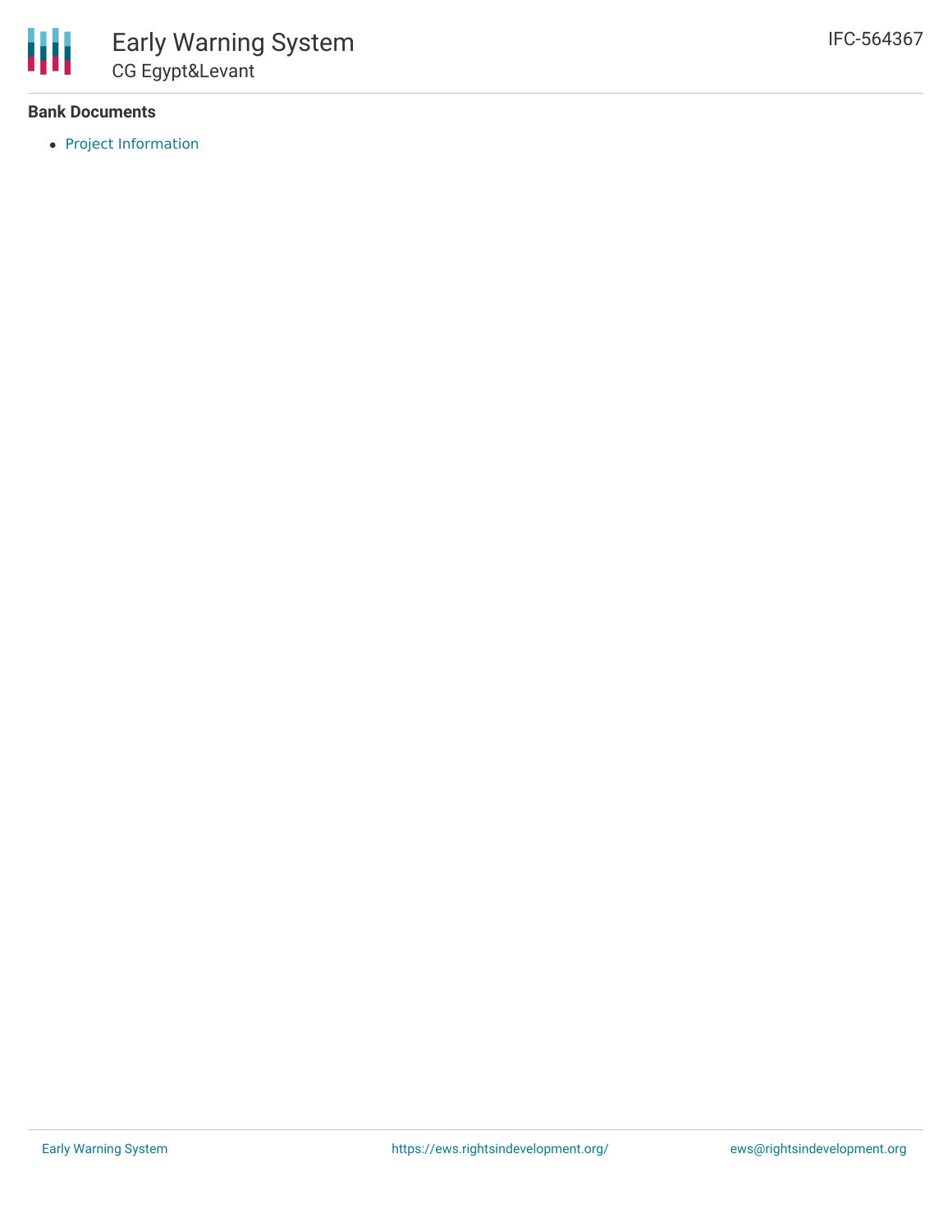**Bank Documents**

- Project Information